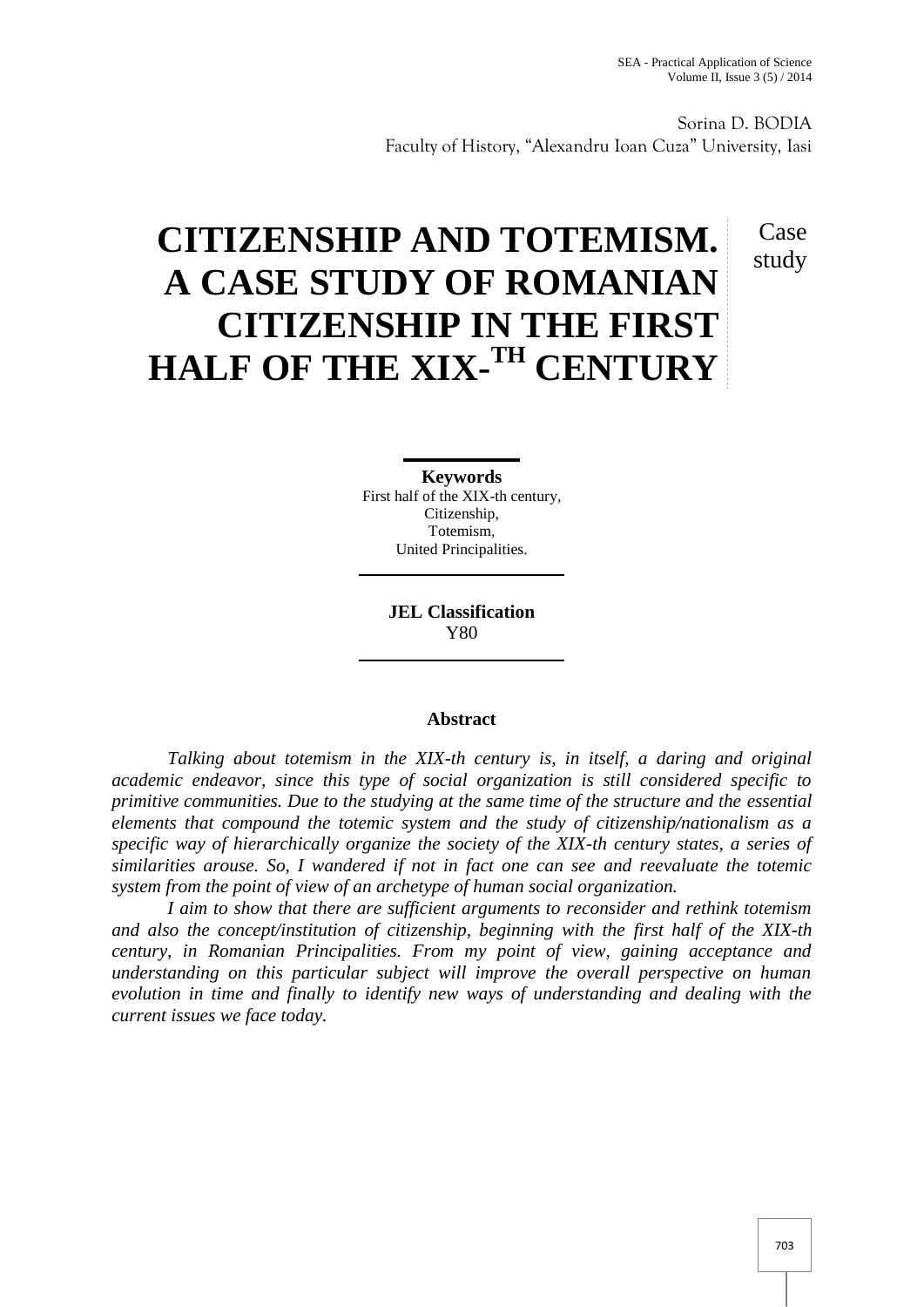Sorina D. BODIA
Faculty of History, "Alexandru Ioan Cuza" University, Iasi

# CITIZENSHIP AND TOTEMISM. A CASE STUDY OF ROMANIAN CITIZENSHIP IN THE FIRST HALF OF THE XIX-TH CENTURY

Case study

**Keywords**
First half of the XIX-th century,
Citizenship,
Totemism,
United Principalities.

**JEL Classification**
Y80

## Abstract

*Talking about totemism in the XIX-th century is, in itself, a daring and original academic endeavor, since this type of social organization is still considered specific to primitive communities. Due to the studying at the same time of the structure and the essential elements that compound the totemic system and the study of citizenship/nationalism as a specific way of hierarchically organize the society of the XIX-th century states, a series of similarities arouse. So, I wandered if not in fact one can see and reevaluate the totemic system from the point of view of an archetype of human social organization.*

*I aim to show that there are sufficient arguments to reconsider and rethink totemism and also the concept/institution of citizenship, beginning with the first half of the XIX-th century, in Romanian Principalities. From my point of view, gaining acceptance and understanding on this particular subject will improve the overall perspective on human evolution in time and finally to identify new ways of understanding and dealing with the current issues we face today.*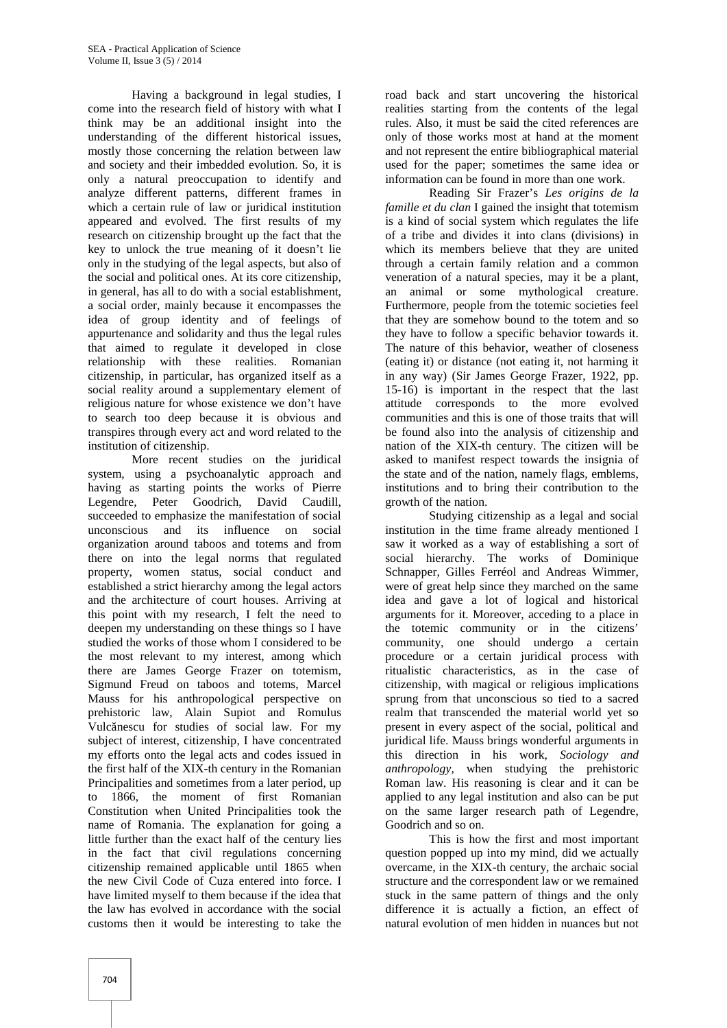Having a background in legal studies, I come into the research field of history with what I think may be an additional insight into the understanding of the different historical issues, mostly those concerning the relation between law and society and their imbedded evolution. So, it is only a natural preoccupation to identify and analyze different patterns, different frames in which a certain rule of law or juridical institution appeared and evolved. The first results of my research on citizenship brought up the fact that the key to unlock the true meaning of it doesn't lie only in the studying of the legal aspects, but also of the social and political ones. At its core citizenship, in general, has all to do with a social establishment, a social order, mainly because it encompasses the idea of group identity and of feelings of appurtenance and solidarity and thus the legal rules that aimed to regulate it developed in close relationship with these realities. Romanian citizenship, in particular, has organized itself as a social reality around a supplementary element of religious nature for whose existence we don't have to search too deep because it is obvious and transpires through every act and word related to the institution of citizenship.

More recent studies on the juridical system, using a psychoanalytic approach and having as starting points the works of Pierre Legendre, Peter Goodrich, David Caudill, succeeded to emphasize the manifestation of social unconscious and its influence on social organization around taboos and totems and from there on into the legal norms that regulated property, women status, social conduct and established a strict hierarchy among the legal actors and the architecture of court houses. Arriving at this point with my research, I felt the need to deepen my understanding on these things so I have studied the works of those whom I considered to be the most relevant to my interest, among which there are James George Frazer on totemism, Sigmund Freud on taboos and totems, Marcel Mauss for his anthropological perspective on prehistoric law, Alain Supiot and Romulus Vulcănescu for studies of social law. For my subject of interest, citizenship, I have concentrated my efforts onto the legal acts and codes issued in the first half of the XIX-th century in the Romanian Principalities and sometimes from a later period, up to 1866, the moment of first Romanian Constitution when United Principalities took the name of Romania. The explanation for going a little further than the exact half of the century lies in the fact that civil regulations concerning citizenship remained applicable until 1865 when the new Civil Code of Cuza entered into force. I have limited myself to them because if the idea that the law has evolved in accordance with the social customs then it would be interesting to take the road back and start uncovering the historical realities starting from the contents of the legal rules. Also, it must be said the cited references are only of those works most at hand at the moment and not represent the entire bibliographical material used for the paper; sometimes the same idea or information can be found in more than one work.

Reading Sir Frazer's *Les origins de la famille et du clan* I gained the insight that totemism is a kind of social system which regulates the life of a tribe and divides it into clans (divisions) in which its members believe that they are united through a certain family relation and a common veneration of a natural species, may it be a plant, an animal or some mythological creature. Furthermore, people from the totemic societies feel that they are somehow bound to the totem and so they have to follow a specific behavior towards it. The nature of this behavior, weather of closeness (eating it) or distance (not eating it, not harming it in any way) (Sir James George Frazer, 1922, pp. 15-16) is important in the respect that the last attitude corresponds to the more evolved communities and this is one of those traits that will be found also into the analysis of citizenship and nation of the XIX-th century. The citizen will be asked to manifest respect towards the insignia of the state and of the nation, namely flags, emblems, institutions and to bring their contribution to the growth of the nation.

Studying citizenship as a legal and social institution in the time frame already mentioned I saw it worked as a way of establishing a sort of social hierarchy. The works of Dominique Schnapper, Gilles Ferréol and Andreas Wimmer, were of great help since they marched on the same idea and gave a lot of logical and historical arguments for it. Moreover, acceding to a place in the totemic community or in the citizens' community, one should undergo a certain procedure or a certain juridical process with ritualistic characteristics, as in the case of citizenship, with magical or religious implications sprung from that unconscious so tied to a sacred realm that transcended the material world yet so present in every aspect of the social, political and juridical life. Mauss brings wonderful arguments in this direction in his work, *Sociology and anthropology*, when studying the prehistoric Roman law. His reasoning is clear and it can be applied to any legal institution and also can be put on the same larger research path of Legendre, Goodrich and so on.

This is how the first and most important question popped up into my mind, did we actually overcame, in the XIX-th century, the archaic social structure and the correspondent law or we remained stuck in the same pattern of things and the only difference it is actually a fiction, an effect of natural evolution of men hidden in nuances but not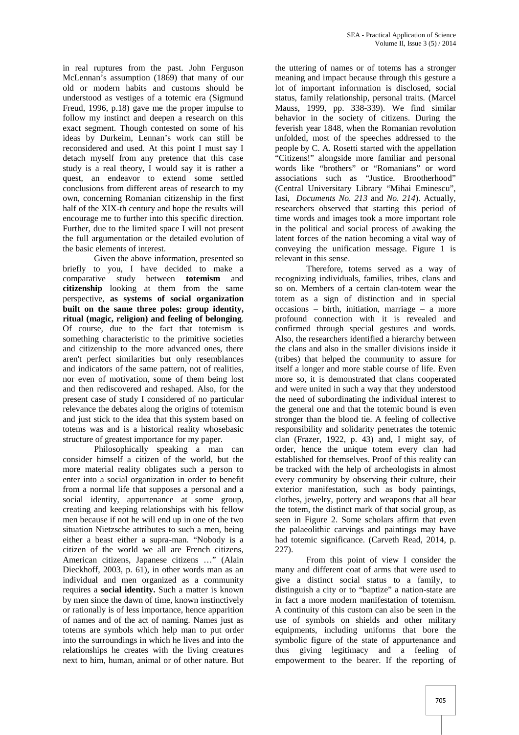in real ruptures from the past. John Ferguson McLennan's assumption (1869) that many of our old or modern habits and customs should be understood as vestiges of a totemic era (Sigmund Freud, 1996, p.18) gave me the proper impulse to follow my instinct and deepen a research on this exact segment. Though contested on some of his ideas by Durkeim, Lennan's work can still be reconsidered and used. At this point I must say I detach myself from any pretence that this case study is a real theory, I would say it is rather a quest, an endeavor to extend some settled conclusions from different areas of research to my own, concerning Romanian citizenship in the first half of the XIX-th century and hope the results will encourage me to further into this specific direction. Further, due to the limited space I will not present the full argumentation or the detailed evolution of the basic elements of interest.

Given the above information, presented so briefly to you, I have decided to make a comparative study between **totemism** and **citizenship** looking at them from the same perspective, **as systems of social organization built on the same three poles: group identity, ritual (magic, religion) and feeling of belonging**. Of course, due to the fact that totemism is something characteristic to the primitive societies and citizenship to the more advanced ones, there aren't perfect similarities but only resemblances and indicators of the same pattern, not of realities, nor even of motivation, some of them being lost and then rediscovered and reshaped. Also, for the present case of study I considered of no particular relevance the debates along the origins of totemism and just stick to the idea that this system based on totems was and is a historical reality whosebasic structure of greatest importance for my paper.

Philosophically speaking a man can consider himself a citizen of the world, but the more material reality obligates such a person to enter into a social organization in order to benefit from a normal life that supposes a personal and a social identity, appurtenance at some group, creating and keeping relationships with his fellow men because if not he will end up in one of the two situation Nietzsche attributes to such a men, being either a beast either a supra-man. "Nobody is a citizen of the world we all are French citizens, American citizens, Japanese citizens …" (Alain Dieckhoff, 2003, p. 61), in other words man as an individual and men organized as a community requires a **social identity.** Such a matter is known by men since the dawn of time, known instinctively or rationally is of less importance, hence apparition of names and of the act of naming. Names just as totems are symbols which help man to put order into the surroundings in which he lives and into the relationships he creates with the living creatures next to him, human, animal or of other nature. But the uttering of names or of totems has a stronger meaning and impact because through this gesture a lot of important information is disclosed, social status, family relationship, personal traits. (Marcel Mauss, 1999, pp. 338-339). We find similar behavior in the society of citizens. During the feverish year 1848, when the Romanian revolution unfolded, most of the speeches addressed to the people by C. A. Rosetti started with the appellation "Citizens!" alongside more familiar and personal words like "brothers" or "Romanians" or word associations such as "Justice. Brootherhood" (Central Universitary Library "Mihai Eminescu", Iasi, *Documents No. 213* and *No. 214*). Actually, researchers observed that starting this period of time words and images took a more important role in the political and social process of awaking the latent forces of the nation becoming a vital way of conveying the unification message. Figure 1 is relevant in this sense.

Therefore, totems served as a way of recognizing individuals, families, tribes, clans and so on. Members of a certain clan-totem wear the totem as a sign of distinction and in special occasions – birth, initiation, marriage – a more profound connection with it is revealed and confirmed through special gestures and words. Also, the researchers identified a hierarchy between the clans and also in the smaller divisions inside it (tribes) that helped the community to assure for itself a longer and more stable course of life. Even more so, it is demonstrated that clans cooperated and were united in such a way that they understood the need of subordinating the individual interest to the general one and that the totemic bound is even stronger than the blood tie. A feeling of collective responsibility and solidarity penetrates the totemic clan (Frazer, 1922, p. 43) and, I might say, of order, hence the unique totem every clan had established for themselves. Proof of this reality can be tracked with the help of archeologists in almost every community by observing their culture, their exterior manifestation, such as body paintings, clothes, jewelry, pottery and weapons that all bear the totem, the distinct mark of that social group, as seen in Figure 2. Some scholars affirm that even the palaeolithic carvings and paintings may have had totemic significance. (Carveth Read, 2014, p. 227).

From this point of view I consider the many and different coat of arms that were used to give a distinct social status to a family, to distinguish a city or to "baptize" a nation-state are in fact a more modern manifestation of totemism. A continuity of this custom can also be seen in the use of symbols on shields and other military equipments, including uniforms that bore the symbolic figure of the state of appurtenance and thus giving legitimacy and a feeling of empowerment to the bearer. If the reporting of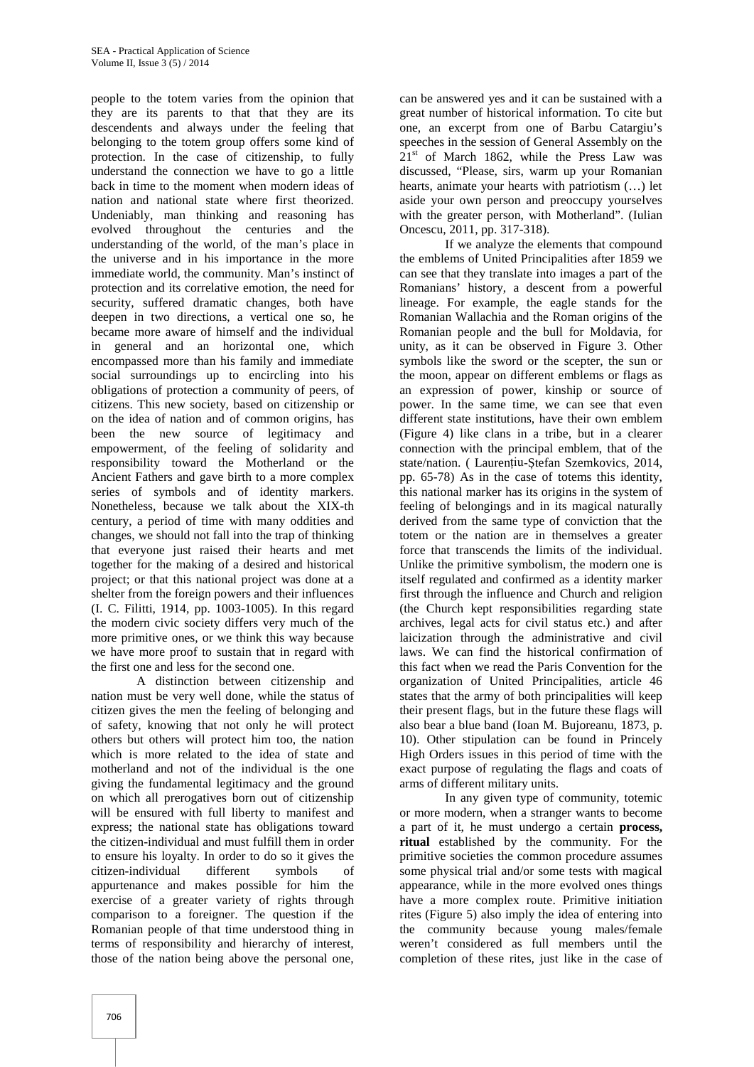people to the totem varies from the opinion that they are its parents to that that they are its descendents and always under the feeling that belonging to the totem group offers some kind of protection. In the case of citizenship, to fully understand the connection we have to go a little back in time to the moment when modern ideas of nation and national state where first theorized. Undeniably, man thinking and reasoning has evolved throughout the centuries and the understanding of the world, of the man's place in the universe and in his importance in the more immediate world, the community. Man's instinct of protection and its correlative emotion, the need for security, suffered dramatic changes, both have deepen in two directions, a vertical one so, he became more aware of himself and the individual in general and an horizontal one, which encompassed more than his family and immediate social surroundings up to encircling into his obligations of protection a community of peers, of citizens. This new society, based on citizenship or on the idea of nation and of common origins, has been the new source of legitimacy and empowerment, of the feeling of solidarity and responsibility toward the Motherland or the Ancient Fathers and gave birth to a more complex series of symbols and of identity markers. Nonetheless, because we talk about the XIX-th century, a period of time with many oddities and changes, we should not fall into the trap of thinking that everyone just raised their hearts and met together for the making of a desired and historical project; or that this national project was done at a shelter from the foreign powers and their influences (I. C. Filitti, 1914, pp. 1003-1005). In this regard the modern civic society differs very much of the more primitive ones, or we think this way because we have more proof to sustain that in regard with the first one and less for the second one.

A distinction between citizenship and nation must be very well done, while the status of citizen gives the men the feeling of belonging and of safety, knowing that not only he will protect others but others will protect him too, the nation which is more related to the idea of state and motherland and not of the individual is the one giving the fundamental legitimacy and the ground on which all prerogatives born out of citizenship will be ensured with full liberty to manifest and express; the national state has obligations toward the citizen-individual and must fulfill them in order to ensure his loyalty. In order to do so it gives the citizen-individual different symbols of appurtenance and makes possible for him the exercise of a greater variety of rights through comparison to a foreigner. The question if the Romanian people of that time understood thing in terms of responsibility and hierarchy of interest, those of the nation being above the personal one, can be answered yes and it can be sustained with a great number of historical information. To cite but one, an excerpt from one of Barbu Catargiu's speeches in the session of General Assembly on the 21st of March 1862, while the Press Law was discussed, "Please, sirs, warm up your Romanian hearts, animate your hearts with patriotism (…) let aside your own person and preoccupy yourselves with the greater person, with Motherland". (Iulian Oncescu, 2011, pp. 317-318).

If we analyze the elements that compound the emblems of United Principalities after 1859 we can see that they translate into images a part of the Romanians' history, a descent from a powerful lineage. For example, the eagle stands for the Romanian Wallachia and the Roman origins of the Romanian people and the bull for Moldavia, for unity, as it can be observed in Figure 3. Other symbols like the sword or the scepter, the sun or the moon, appear on different emblems or flags as an expression of power, kinship or source of power. In the same time, we can see that even different state institutions, have their own emblem (Figure 4) like clans in a tribe, but in a clearer connection with the principal emblem, that of the state/nation. ( Laurențiu-Ștefan Szemkovics, 2014, pp. 65-78) As in the case of totems this identity, this national marker has its origins in the system of feeling of belongings and in its magical naturally derived from the same type of conviction that the totem or the nation are in themselves a greater force that transcends the limits of the individual. Unlike the primitive symbolism, the modern one is itself regulated and confirmed as a identity marker first through the influence and Church and religion (the Church kept responsibilities regarding state archives, legal acts for civil status etc.) and after laicization through the administrative and civil laws. We can find the historical confirmation of this fact when we read the Paris Convention for the organization of United Principalities, article 46 states that the army of both principalities will keep their present flags, but in the future these flags will also bear a blue band (Ioan M. Bujoreanu, 1873, p. 10). Other stipulation can be found in Princely High Orders issues in this period of time with the exact purpose of regulating the flags and coats of arms of different military units.

In any given type of community, totemic or more modern, when a stranger wants to become a part of it, he must undergo a certain **process, ritual** established by the community. For the primitive societies the common procedure assumes some physical trial and/or some tests with magical appearance, while in the more evolved ones things have a more complex route. Primitive initiation rites (Figure 5) also imply the idea of entering into the community because young males/female weren't considered as full members until the completion of these rites, just like in the case of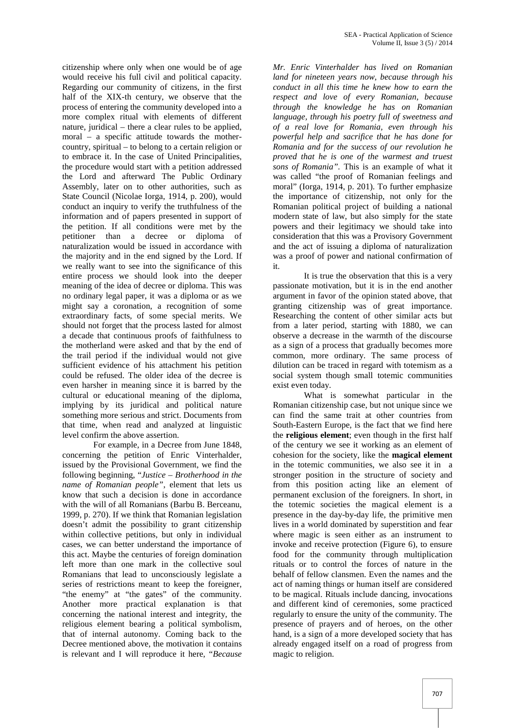citizenship where only when one would be of age would receive his full civil and political capacity. Regarding our community of citizens, in the first half of the XIX-th century, we observe that the process of entering the community developed into a more complex ritual with elements of different nature, juridical – there a clear rules to be applied, moral – a specific attitude towards the mother-country, spiritual – to belong to a certain religion or to embrace it. In the case of United Principalities, the procedure would start with a petition addressed the Lord and afterward The Public Ordinary Assembly, later on to other authorities, such as State Council (Nicolae Iorga, 1914, p. 200), would conduct an inquiry to verify the truthfulness of the information and of papers presented in support of the petition. If all conditions were met by the petitioner than a decree or diploma of naturalization would be issued in accordance with the majority and in the end signed by the Lord. If we really want to see into the significance of this entire process we should look into the deeper meaning of the idea of decree or diploma. This was no ordinary legal paper, it was a diploma or as we might say a coronation, a recognition of some extraordinary facts, of some special merits. We should not forget that the process lasted for almost a decade that continuous proofs of faithfulness to the motherland were asked and that by the end of the trail period if the individual would not give sufficient evidence of his attachment his petition could be refused. The older idea of the decree is even harsher in meaning since it is barred by the cultural or educational meaning of the diploma, implying by its juridical and political nature something more serious and strict. Documents from that time, when read and analyzed at linguistic level confirm the above assertion.

For example, in a Decree from June 1848, concerning the petition of Enric Vinterhalder, issued by the Provisional Government, we find the following beginning, "*Justice – Brotherhood in the name of Romanian people"*, element that lets us know that such a decision is done in accordance with the will of all Romanians (Barbu B. Berceanu, 1999, p. 270). If we think that Romanian legislation doesn't admit the possibility to grant citizenship within collective petitions, but only in individual cases, we can better understand the importance of this act. Maybe the centuries of foreign domination left more than one mark in the collective soul Romanians that lead to unconsciously legislate a series of restrictions meant to keep the foreigner, "the enemy" at "the gates" of the community. Another more practical explanation is that concerning the national interest and integrity, the religious element bearing a political symbolism, that of internal autonomy. Coming back to the Decree mentioned above, the motivation it contains is relevant and I will reproduce it here, "*Because Mr. Enric Vinterhalder has lived on Romanian land for nineteen years now, because through his conduct in all this time he knew how to earn the respect and love of every Romanian, because through the knowledge he has on Romanian language, through his poetry full of sweetness and of a real love for Romania, even through his powerful help and sacrifice that he has done for Romania and for the success of our revolution he proved that he is one of the warmest and truest sons of Romania"*. This is an example of what it was called "the proof of Romanian feelings and moral" (Iorga, 1914, p. 201). To further emphasize the importance of citizenship, not only for the Romanian political project of building a national modern state of law, but also simply for the state powers and their legitimacy we should take into consideration that this was a Provisory Government and the act of issuing a diploma of naturalization was a proof of power and national confirmation of it.

It is true the observation that this is a very passionate motivation, but it is in the end another argument in favor of the opinion stated above, that granting citizenship was of great importance. Researching the content of other similar acts but from a later period, starting with 1880, we can observe a decrease in the warmth of the discourse as a sign of a process that gradually becomes more common, more ordinary. The same process of dilution can be traced in regard with totemism as a social system though small totemic communities exist even today.

What is somewhat particular in the Romanian citizenship case, but not unique since we can find the same trait at other countries from South-Eastern Europe, is the fact that we find here the **religious element**; even though in the first half of the century we see it working as an element of cohesion for the society, like the **magical element** in the totemic communities, we also see it in a stronger position in the structure of society and from this position acting like an element of permanent exclusion of the foreigners. In short, in the totemic societies the magical element is a presence in the day-by-day life, the primitive men lives in a world dominated by superstition and fear where magic is seen either as an instrument to invoke and receive protection (Figure 6), to ensure food for the community through multiplication rituals or to control the forces of nature in the behalf of fellow clansmen. Even the names and the act of naming things or human itself are considered to be magical. Rituals include dancing, invocations and different kind of ceremonies, some practiced regularly to ensure the unity of the community. The presence of prayers and of heroes, on the other hand, is a sign of a more developed society that has already engaged itself on a road of progress from magic to religion.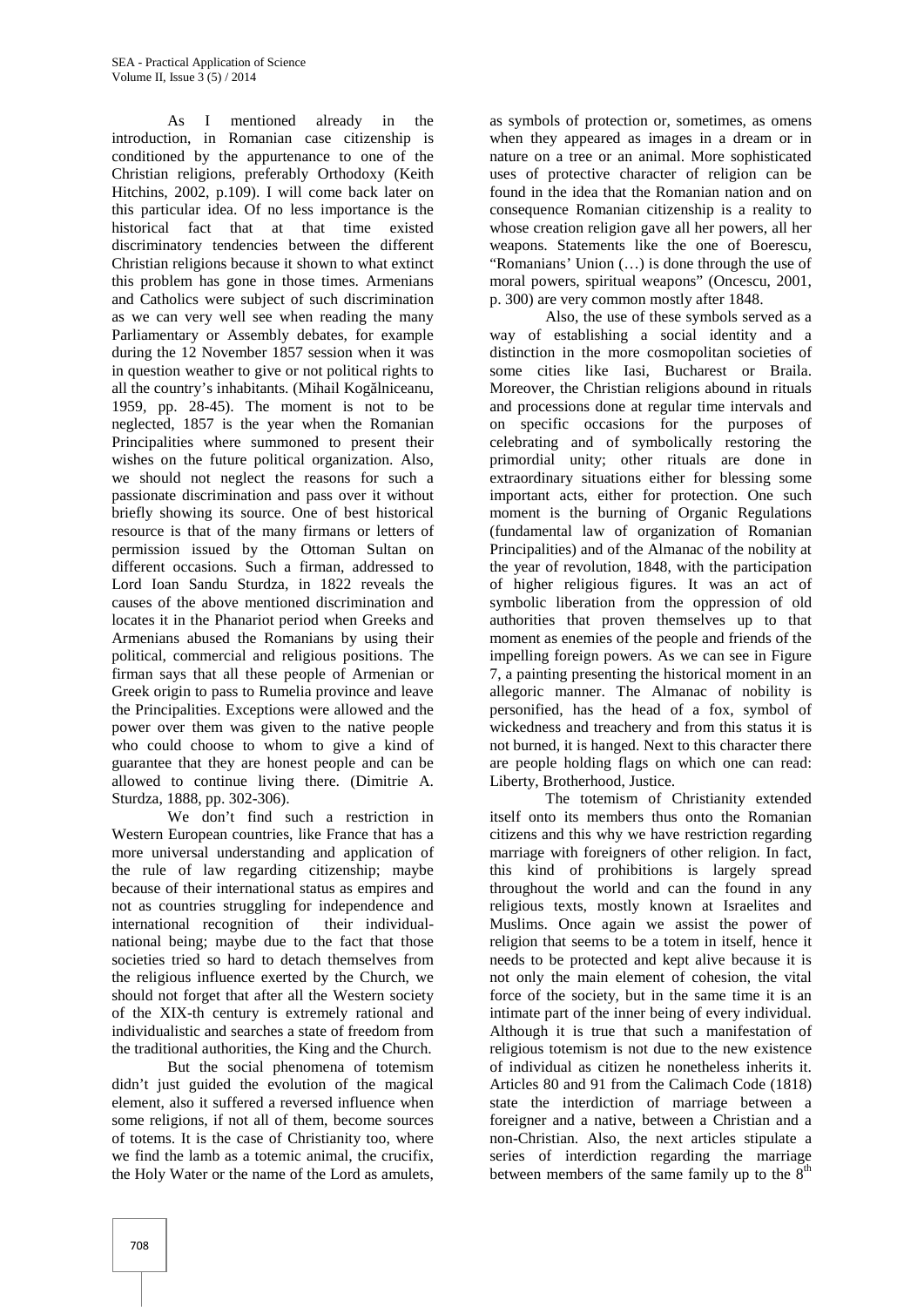As I mentioned already in the introduction, in Romanian case citizenship is conditioned by the appurtenance to one of the Christian religions, preferably Orthodoxy (Keith Hitchins, 2002, p.109). I will come back later on this particular idea. Of no less importance is the historical fact that at that time existed discriminatory tendencies between the different Christian religions because it shown to what extinct this problem has gone in those times. Armenians and Catholics were subject of such discrimination as we can very well see when reading the many Parliamentary or Assembly debates, for example during the 12 November 1857 session when it was in question weather to give or not political rights to all the country's inhabitants. (Mihail Kogălniceanu, 1959, pp. 28-45). The moment is not to be neglected, 1857 is the year when the Romanian Principalities where summoned to present their wishes on the future political organization. Also, we should not neglect the reasons for such a passionate discrimination and pass over it without briefly showing its source. One of best historical resource is that of the many firmans or letters of permission issued by the Ottoman Sultan on different occasions. Such a firman, addressed to Lord Ioan Sandu Sturdza, in 1822 reveals the causes of the above mentioned discrimination and locates it in the Phanariot period when Greeks and Armenians abused the Romanians by using their political, commercial and religious positions. The firman says that all these people of Armenian or Greek origin to pass to Rumelia province and leave the Principalities. Exceptions were allowed and the power over them was given to the native people who could choose to whom to give a kind of guarantee that they are honest people and can be allowed to continue living there. (Dimitrie A. Sturdza, 1888, pp. 302-306).

We don't find such a restriction in Western European countries, like France that has a more universal understanding and application of the rule of law regarding citizenship; maybe because of their international status as empires and not as countries struggling for independence and international recognition of their individual-national being; maybe due to the fact that those societies tried so hard to detach themselves from the religious influence exerted by the Church, we should not forget that after all the Western society of the XIX-th century is extremely rational and individualistic and searches a state of freedom from the traditional authorities, the King and the Church.

But the social phenomena of totemism didn't just guided the evolution of the magical element, also it suffered a reversed influence when some religions, if not all of them, become sources of totems. It is the case of Christianity too, where we find the lamb as a totemic animal, the crucifix, the Holy Water or the name of the Lord as amulets, as symbols of protection or, sometimes, as omens when they appeared as images in a dream or in nature on a tree or an animal. More sophisticated uses of protective character of religion can be found in the idea that the Romanian nation and on consequence Romanian citizenship is a reality to whose creation religion gave all her powers, all her weapons. Statements like the one of Boerescu, "Romanians' Union (…) is done through the use of moral powers, spiritual weapons" (Oncescu, 2001, p. 300) are very common mostly after 1848.

Also, the use of these symbols served as a way of establishing a social identity and a distinction in the more cosmopolitan societies of some cities like Iasi, Bucharest or Braila. Moreover, the Christian religions abound in rituals and processions done at regular time intervals and on specific occasions for the purposes of celebrating and of symbolically restoring the primordial unity; other rituals are done in extraordinary situations either for blessing some important acts, either for protection. One such moment is the burning of Organic Regulations (fundamental law of organization of Romanian Principalities) and of the Almanac of the nobility at the year of revolution, 1848, with the participation of higher religious figures. It was an act of symbolic liberation from the oppression of old authorities that proven themselves up to that moment as enemies of the people and friends of the impelling foreign powers. As we can see in Figure 7, a painting presenting the historical moment in an allegoric manner. The Almanac of nobility is personified, has the head of a fox, symbol of wickedness and treachery and from this status it is not burned, it is hanged. Next to this character there are people holding flags on which one can read: Liberty, Brotherhood, Justice.

The totemism of Christianity extended itself onto its members thus onto the Romanian citizens and this why we have restriction regarding marriage with foreigners of other religion. In fact, this kind of prohibitions is largely spread throughout the world and can the found in any religious texts, mostly known at Israelites and Muslims. Once again we assist the power of religion that seems to be a totem in itself, hence it needs to be protected and kept alive because it is not only the main element of cohesion, the vital force of the society, but in the same time it is an intimate part of the inner being of every individual. Although it is true that such a manifestation of religious totemism is not due to the new existence of individual as citizen he nonetheless inherits it. Articles 80 and 91 from the Calimach Code (1818) state the interdiction of marriage between a foreigner and a native, between a Christian and a non-Christian. Also, the next articles stipulate a series of interdiction regarding the marriage between members of the same family up to the 8th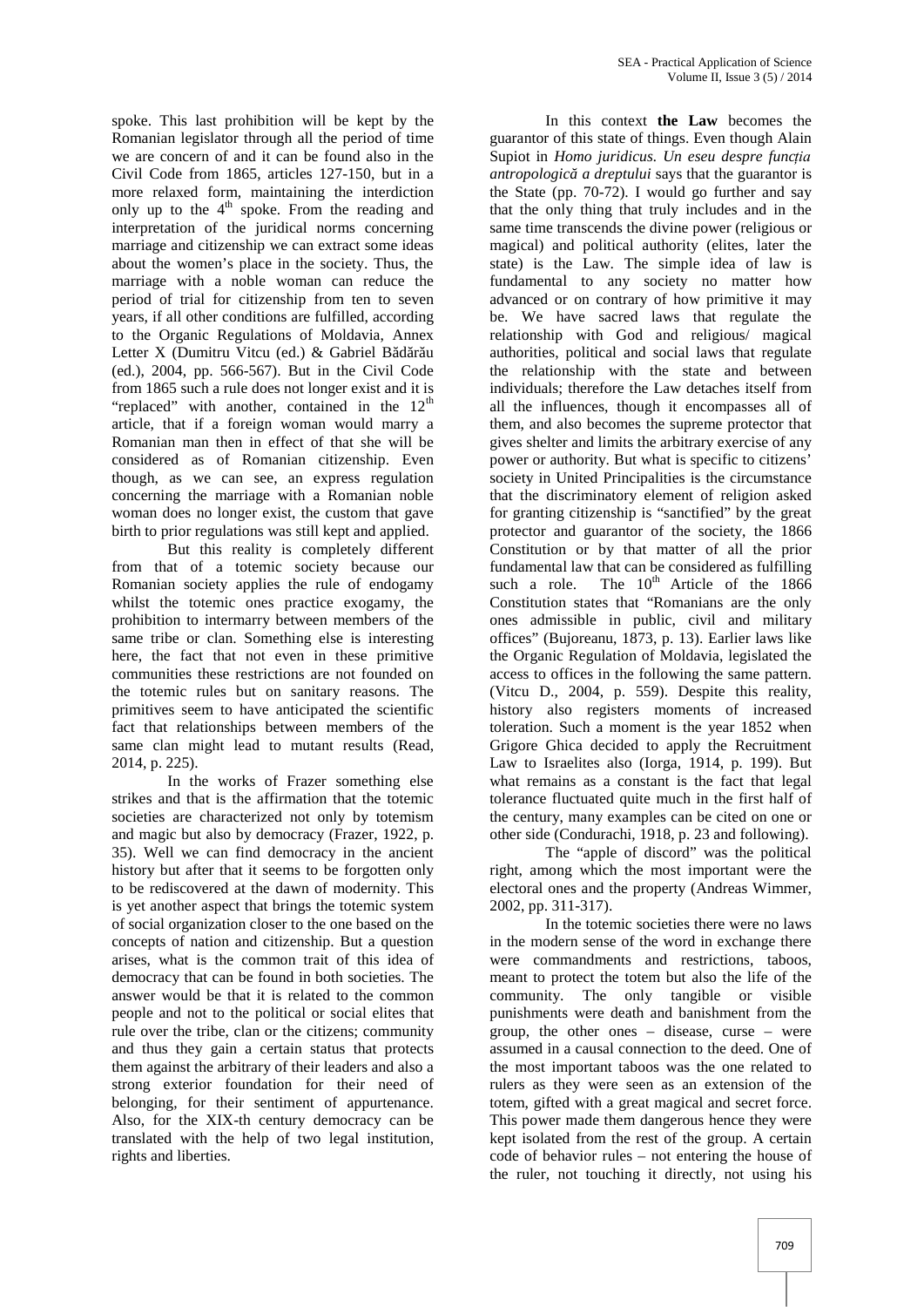spoke. This last prohibition will be kept by the Romanian legislator through all the period of time we are concern of and it can be found also in the Civil Code from 1865, articles 127-150, but in a more relaxed form, maintaining the interdiction only up to the 4th spoke. From the reading and interpretation of the juridical norms concerning marriage and citizenship we can extract some ideas about the women's place in the society. Thus, the marriage with a noble woman can reduce the period of trial for citizenship from ten to seven years, if all other conditions are fulfilled, according to the Organic Regulations of Moldavia, Annex Letter X (Dumitru Vitcu (ed.) & Gabriel Bădărău (ed.), 2004, pp. 566-567). But in the Civil Code from 1865 such a rule does not longer exist and it is "replaced" with another, contained in the 12th article, that if a foreign woman would marry a Romanian man then in effect of that she will be considered as of Romanian citizenship. Even though, as we can see, an express regulation concerning the marriage with a Romanian noble woman does no longer exist, the custom that gave birth to prior regulations was still kept and applied.

But this reality is completely different from that of a totemic society because our Romanian society applies the rule of endogamy whilst the totemic ones practice exogamy, the prohibition to intermarry between members of the same tribe or clan. Something else is interesting here, the fact that not even in these primitive communities these restrictions are not founded on the totemic rules but on sanitary reasons. The primitives seem to have anticipated the scientific fact that relationships between members of the same clan might lead to mutant results (Read, 2014, p. 225).

In the works of Frazer something else strikes and that is the affirmation that the totemic societies are characterized not only by totemism and magic but also by democracy (Frazer, 1922, p. 35). Well we can find democracy in the ancient history but after that it seems to be forgotten only to be rediscovered at the dawn of modernity. This is yet another aspect that brings the totemic system of social organization closer to the one based on the concepts of nation and citizenship. But a question arises, what is the common trait of this idea of democracy that can be found in both societies. The answer would be that it is related to the common people and not to the political or social elites that rule over the tribe, clan or the citizens; community and thus they gain a certain status that protects them against the arbitrary of their leaders and also a strong exterior foundation for their need of belonging, for their sentiment of appurtenance. Also, for the XIX-th century democracy can be translated with the help of two legal institution, rights and liberties.

In this context **the Law** becomes the guarantor of this state of things. Even though Alain Supiot in *Homo juridicus. Un eseu despre funcția antropologică a dreptului* says that the guarantor is the State (pp. 70-72). I would go further and say that the only thing that truly includes and in the same time transcends the divine power (religious or magical) and political authority (elites, later the state) is the Law. The simple idea of law is fundamental to any society no matter how advanced or on contrary of how primitive it may be. We have sacred laws that regulate the relationship with God and religious/ magical authorities, political and social laws that regulate the relationship with the state and between individuals; therefore the Law detaches itself from all the influences, though it encompasses all of them, and also becomes the supreme protector that gives shelter and limits the arbitrary exercise of any power or authority. But what is specific to citizens' society in United Principalities is the circumstance that the discriminatory element of religion asked for granting citizenship is "sanctified" by the great protector and guarantor of the society, the 1866 Constitution or by that matter of all the prior fundamental law that can be considered as fulfilling such a role. The 10th Article of the 1866 Constitution states that "Romanians are the only ones admissible in public, civil and military offices" (Bujoreanu, 1873, p. 13). Earlier laws like the Organic Regulation of Moldavia, legislated the access to offices in the following the same pattern. (Vitcu D., 2004, p. 559). Despite this reality, history also registers moments of increased toleration. Such a moment is the year 1852 when Grigore Ghica decided to apply the Recruitment Law to Israelites also (Iorga, 1914, p. 199). But what remains as a constant is the fact that legal tolerance fluctuated quite much in the first half of the century, many examples can be cited on one or other side (Condurachi, 1918, p. 23 and following).

The "apple of discord" was the political right, among which the most important were the electoral ones and the property (Andreas Wimmer, 2002, pp. 311-317).

In the totemic societies there were no laws in the modern sense of the word in exchange there were commandments and restrictions, taboos, meant to protect the totem but also the life of the community. The only tangible or visible punishments were death and banishment from the group, the other ones – disease, curse – were assumed in a causal connection to the deed. One of the most important taboos was the one related to rulers as they were seen as an extension of the totem, gifted with a great magical and secret force. This power made them dangerous hence they were kept isolated from the rest of the group. A certain code of behavior rules – not entering the house of the ruler, not touching it directly, not using his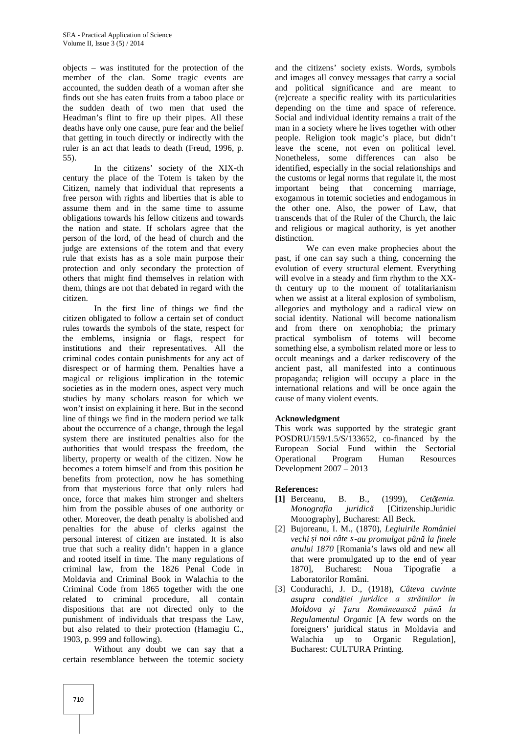objects – was instituted for the protection of the member of the clan. Some tragic events are accounted, the sudden death of a woman after she finds out she has eaten fruits from a taboo place or the sudden death of two men that used the Headman's flint to fire up their pipes. All these deaths have only one cause, pure fear and the belief that getting in touch directly or indirectly with the ruler is an act that leads to death (Freud, 1996, p. 55).

In the citizens' society of the XIX-th century the place of the Totem is taken by the Citizen, namely that individual that represents a free person with rights and liberties that is able to assume them and in the same time to assume obligations towards his fellow citizens and towards the nation and state. If scholars agree that the person of the lord, of the head of church and the judge are extensions of the totem and that every rule that exists has as a sole main purpose their protection and only secondary the protection of others that might find themselves in relation with them, things are not that debated in regard with the citizen.

In the first line of things we find the citizen obligated to follow a certain set of conduct rules towards the symbols of the state, respect for the emblems, insignia or flags, respect for institutions and their representatives. All the criminal codes contain punishments for any act of disrespect or of harming them. Penalties have a magical or religious implication in the totemic societies as in the modern ones, aspect very much studies by many scholars reason for which we won't insist on explaining it here. But in the second line of things we find in the modern period we talk about the occurrence of a change, through the legal system there are instituted penalties also for the authorities that would trespass the freedom, the liberty, property or wealth of the citizen. Now he becomes a totem himself and from this position he benefits from protection, now he has something from that mysterious force that only rulers had once, force that makes him stronger and shelters him from the possible abuses of one authority or other. Moreover, the death penalty is abolished and penalties for the abuse of clerks against the personal interest of citizen are instated. It is also true that such a reality didn't happen in a glance and rooted itself in time. The many regulations of criminal law, from the 1826 Penal Code in Moldavia and Criminal Book in Walachia to the Criminal Code from 1865 together with the one related to criminal procedure, all contain dispositions that are not directed only to the punishment of individuals that trespass the Law, but also related to their protection (Hamagiu C., 1903, p. 999 and following).

Without any doubt we can say that a certain resemblance between the totemic society and the citizens' society exists. Words, symbols and images all convey messages that carry a social and political significance and are meant to (re)create a specific reality with its particularities depending on the time and space of reference. Social and individual identity remains a trait of the man in a society where he lives together with other people. Religion took magic's place, but didn't leave the scene, not even on political level. Nonetheless, some differences can also be identified, especially in the social relationships and the customs or legal norms that regulate it, the most important being that concerning marriage, exogamous in totemic societies and endogamous in the other one. Also, the power of Law, that transcends that of the Ruler of the Church, the laic and religious or magical authority, is yet another distinction.

We can even make prophecies about the past, if one can say such a thing, concerning the evolution of every structural element. Everything will evolve in a steady and firm rhythm to the XX-th century up to the moment of totalitarianism when we assist at a literal explosion of symbolism, allegories and mythology and a radical view on social identity. National will become nationalism and from there on xenophobia; the primary practical symbolism of totems will become something else, a symbolism related more or less to occult meanings and a darker rediscovery of the ancient past, all manifested into a continuous propaganda; religion will occupy a place in the international relations and will be once again the cause of many violent events.

### Acknowledgment

This work was supported by the strategic grant POSDRU/159/1.5/S/133652, co-financed by the European Social Fund within the Sectorial Operational Program Human Resources Development 2007 – 2013

### References:

**[1]** Berceanu, B. B., (1999), *Cetățenia. Monografia juridică* [Citizenship.Juridic Monography], Bucharest: All Beck.

[2] Bujoreanu, I. M., (1870), *Legiuirile României vechi și noi câte s-au promulgat până la finele anului 1870* [Romania's laws old and new all that were promulgated up to the end of year 1870], Bucharest: Noua Tipografie a Laboratorilor Români.

[3] Condurachi, J. D., (1918), *Câteva cuvinte asupra condiției juridice a străinilor în Moldova și Țara Românească până la Regulamentul Organic* [A few words on the foreigners' juridical status in Moldavia and Walachia up to Organic Regulation], Bucharest: CULTURA Printing.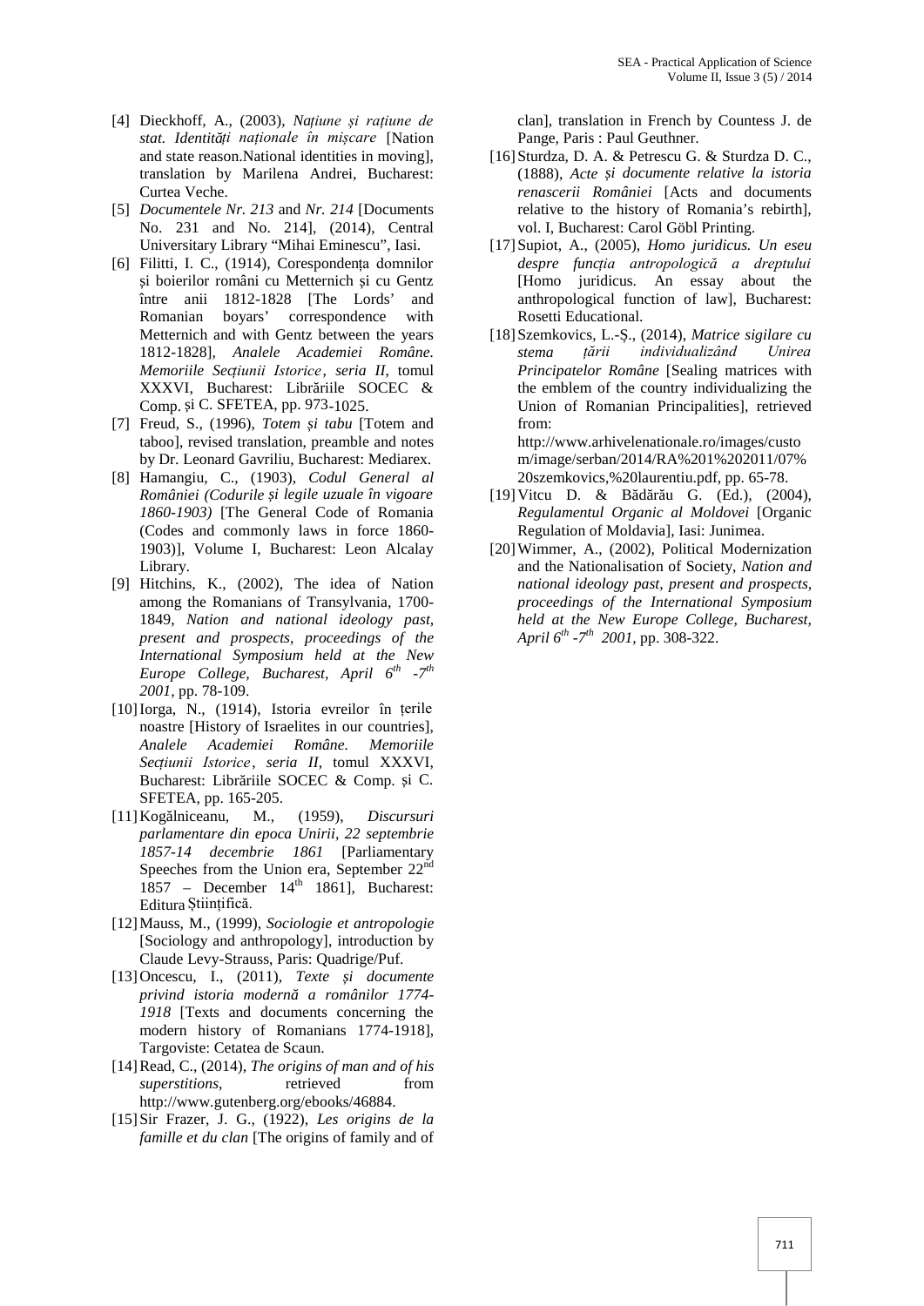[4] Dieckhoff, A., (2003), *Națiune și rațiune de stat. Identități naționale în mișcare* [Nation and state reason.National identities in moving], translation by Marilena Andrei, Bucharest: Curtea Veche.

[5] *Documentele Nr. 213* and *Nr. 214* [Documents No. 231 and No. 214], (2014), Central Universitary Library "Mihai Eminescu", Iasi.

[6] Filitti, I. C., (1914), Corespondența domnilor și boierilor români cu Metternich și cu Gentz între anii 1812-1828 [The Lords' and Romanian boyars' correspondence with Metternich and with Gentz between the years 1812-1828], *Analele Academiei Române. Memoriile Secțiunii Istorice*, *seria II*, tomul XXXVI, Bucharest: Librăriile SOCEC & Comp. și C. SFETEA, pp. 973-1025.

[7] Freud, S., (1996), *Totem și tabu* [Totem and taboo], revised translation, preamble and notes by Dr. Leonard Gavriliu, Bucharest: Mediarex.

[8] Hamangiu, C., (1903), *Codul General al României (Codurile și legile uzuale în vigoare 1860-1903)* [The General Code of Romania (Codes and commonly laws in force 1860-1903)], Volume I, Bucharest: Leon Alcalay Library.

[9] Hitchins, K., (2002), The idea of Nation among the Romanians of Transylvania, 1700-1849, *Nation and national ideology past, present and prospects, proceedings of the International Symposium held at the New Europe College, Bucharest, April 6th -7th 2001*, pp. 78-109.

[10] Iorga, N., (1914), Istoria evreilor în țerile noastre [History of Israelites in our countries], *Analele Academiei Române. Memoriile Secțiunii Istorice*, *seria II*, tomul XXXVI, Bucharest: Librăriile SOCEC & Comp. și C. SFETEA, pp. 165-205.

[11] Kogălniceanu, M., (1959), *Discursuri parlamentare din epoca Unirii, 22 septembrie 1857-14 decembrie 1861* [Parliamentary Speeches from the Union era, September 22nd 1857 – December 14th 1861], Bucharest: Editura Științifică.

[12] Mauss, M., (1999), *Sociologie et antropologie* [Sociology and anthropology], introduction by Claude Levy-Strauss, Paris: Quadrige/Puf.

[13] Oncescu, I., (2011), *Texte și documente privind istoria modernă a românilor 1774-1918* [Texts and documents concerning the modern history of Romanians 1774-1918], Targoviste: Cetatea de Scaun.

[14] Read, C., (2014), *The origins of man and of his superstitions*, retrieved from http://www.gutenberg.org/ebooks/46884.

[15] Sir Frazer, J. G., (1922), *Les origins de la famille et du clan* [The origins of family and of clan], translation in French by Countess J. de Pange, Paris : Paul Geuthner.

[16] Sturdza, D. A. & Petrescu G. & Sturdza D. C., (1888), *Acte și documente relative la istoria renascerii României* [Acts and documents relative to the history of Romania's rebirth], vol. I, Bucharest: Carol Göbl Printing.

[17] Supiot, A., (2005), *Homo juridicus. Un eseu despre funcția antropologică a dreptului* [Homo juridicus. An essay about the anthropological function of law], Bucharest: Rosetti Educational.

[18] Szemkovics, L.-Ș., (2014), *Matrice sigilare cu stema țării individualizând Unirea Principatelor Române* [Sealing matrices with the emblem of the country individualizing the Union of Romanian Principalities], retrieved from: http://www.arhivelenationale.ro/images/custom/image/serban/2014/RA%201%202011/07%20szemkovics,%20laurentiu.pdf, pp. 65-78.

[19] Vitcu D. & Bădărău G. (Ed.), (2004), *Regulamentul Organic al Moldovei* [Organic Regulation of Moldavia], Iasi: Junimea.

[20] Wimmer, A., (2002), Political Modernization and the Nationalisation of Society, *Nation and national ideology past, present and prospects, proceedings of the International Symposium held at the New Europe College, Bucharest, April 6th -7th 2001*, pp. 308-322.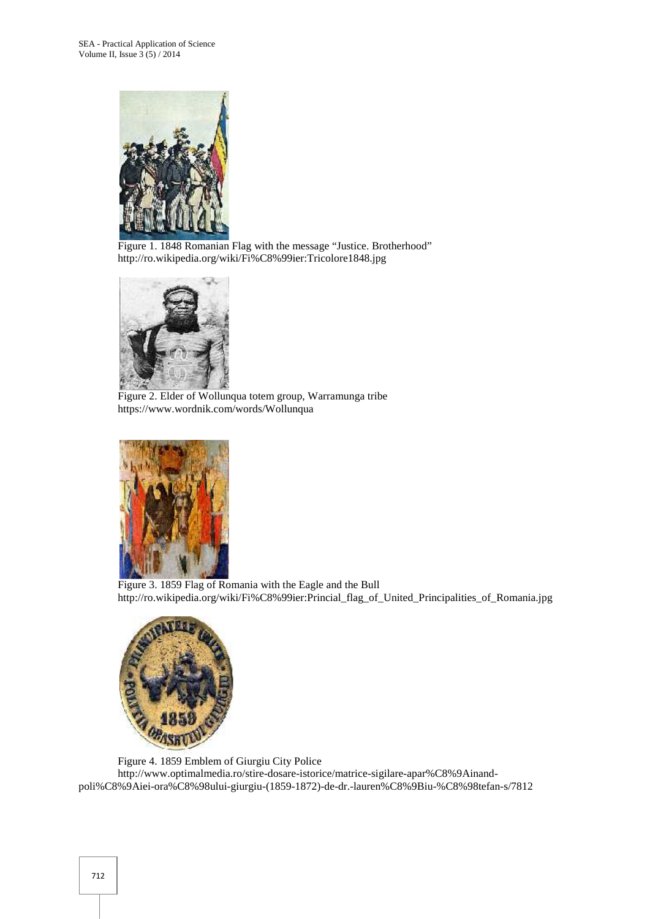Figure 1. 1848 Romanian Flag with the message “Justice. Brotherhood”
http://ro.wikipedia.org/wiki/Fi%C8%99ier:Tricolore1848.jpg

Figure 2. Elder of Wollunqua totem group, Warramunga tribe
https://www.wordnik.com/words/Wollunqua

Figure 3. 1859 Flag of Romania with the Eagle and the Bull
http://ro.wikipedia.org/wiki/Fi%C8%99ier:Princial_flag_of_United_Principalities_of_Romania.jpg

Figure 4. 1859 Emblem of Giurgiu City Police
http://www.optimalmedia.ro/stire-dosare-istorice/matrice-sigilare-apar%C8%9Ainand-poli%C8%9Aiei-ora%C8%98ului-giurgiu-(1859-1872)-de-dr.-lauren%C8%9Biu-%C8%98tefan-s/7812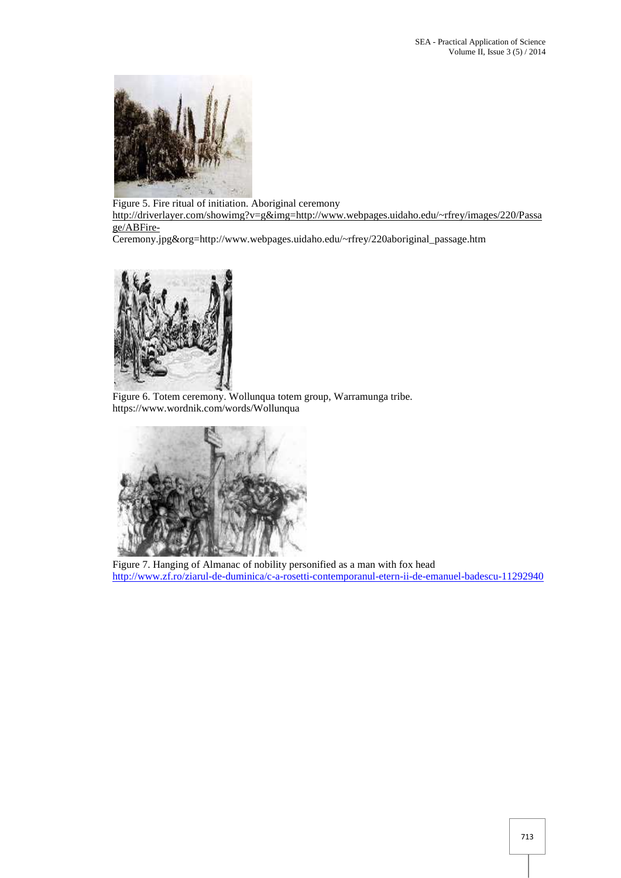Figure 5. Fire ritual of initiation. Aboriginal ceremony
http://driverlayer.com/showimg?v=g&img=http://www.webpages.uidaho.edu/~rfrey/images/220/Passage/ABFire-Ceremony.jpg&org=http://www.webpages.uidaho.edu/~rfrey/220aboriginal_passage.htm

Figure 6. Totem ceremony. Wollunqua totem group, Warramunga tribe.
https://www.wordnik.com/words/Wollunqua

Figure 7. Hanging of Almanac of nobility personified as a man with fox head
http://www.zf.ro/ziarul-de-duminica/c-a-rosetti-contemporanul-etern-ii-de-emanuel-badescu-11292940